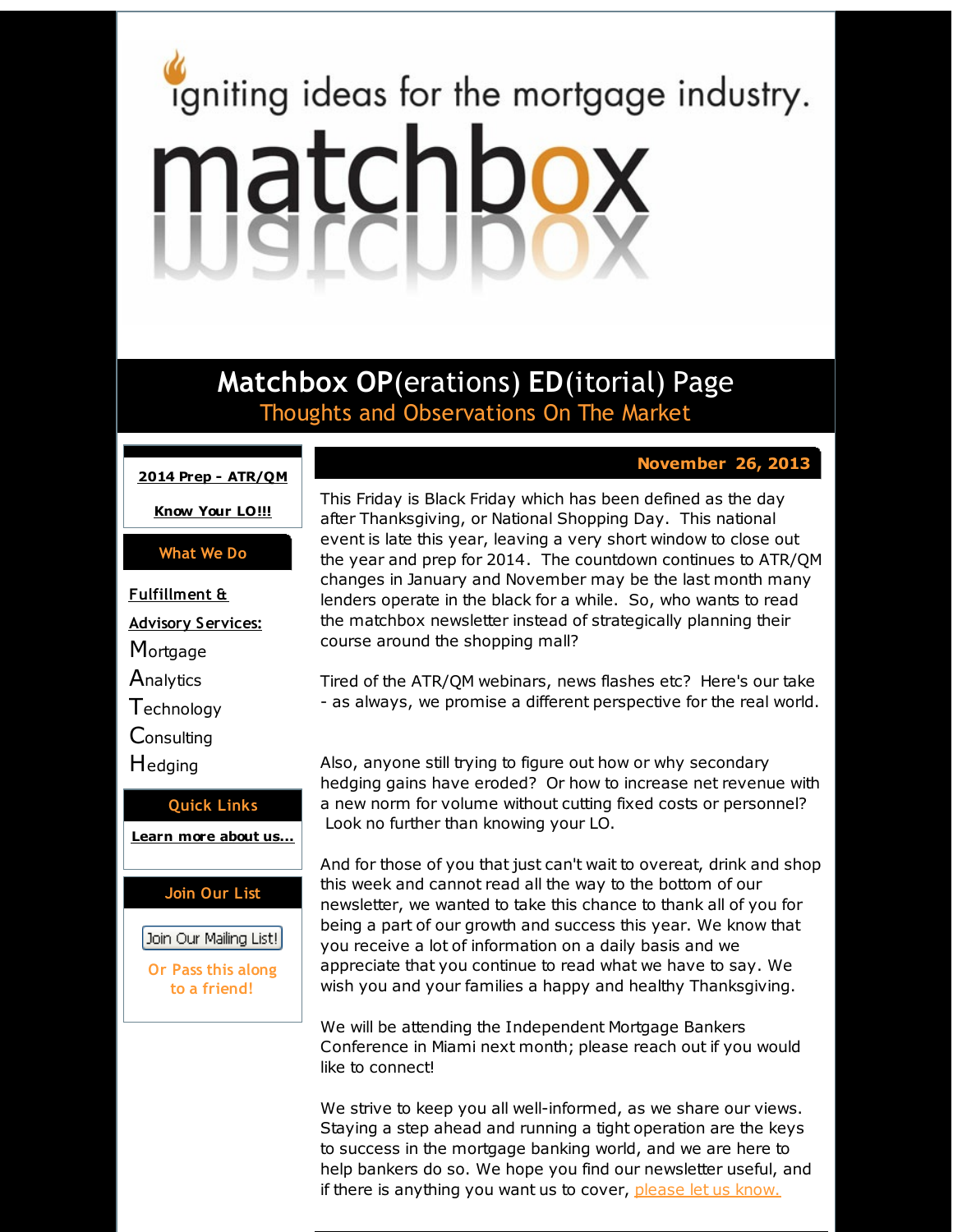igniting ideas for the mortgage industry.

# matchbox

## Matchbox OP(erations) ED(itorial) Page

Thoughts and Observations On The Market

**2014 Prep - ATR/QM**

**Know Your LO!!!**

**What We Do**

**Fulfillment & Advisory Services:**

Mortgage
Analytics
Technology
Consulting
Hedging

**Quick Links**

**Learn more about us...**

**Join Our List**

Join Our Mailing List!

Or Pass this along to a friend!

**November 26, 2013**

This Friday is Black Friday which has been defined as the day after Thanksgiving, or National Shopping Day. This national event is late this year, leaving a very short window to close out the year and prep for 2014. The countdown continues to ATR/QM changes in January and November may be the last month many lenders operate in the black for a while. So, who wants to read the matchbox newsletter instead of strategically planning their course around the shopping mall?

Tired of the ATR/QM webinars, news flashes etc? Here's our take - as always, we promise a different perspective for the real world.

Also, anyone still trying to figure out how or why secondary hedging gains have eroded? Or how to increase net revenue with a new norm for volume without cutting fixed costs or personnel? Look no further than knowing your LO.

And for those of you that just can't wait to overeat, drink and shop this week and cannot read all the way to the bottom of our newsletter, we wanted to take this chance to thank all of you for being a part of our growth and success this year. We know that you receive a lot of information on a daily basis and we appreciate that you continue to read what we have to say. We wish you and your families a happy and healthy Thanksgiving.

We will be attending the Independent Mortgage Bankers Conference in Miami next month; please reach out if you would like to connect!

We strive to keep you all well-informed, as we share our views. Staying a step ahead and running a tight operation are the keys to success in the mortgage banking world, and we are here to help bankers do so. We hope you find our newsletter useful, and if there is anything you want us to cover, please let us know.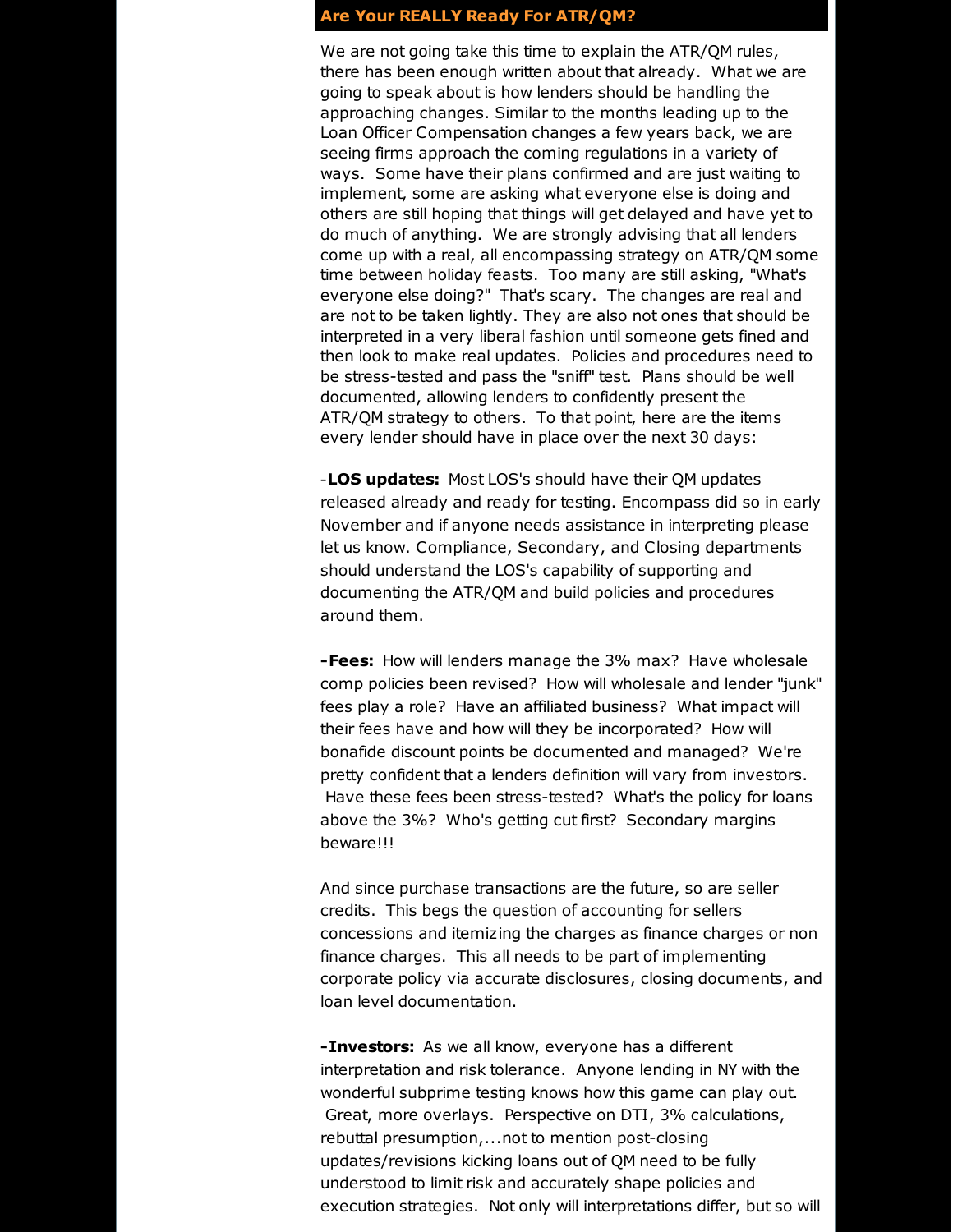## Are Your REALLY Ready For ATR/QM?

We are not going take this time to explain the ATR/QM rules, there has been enough written about that already. What we are going to speak about is how lenders should be handling the approaching changes. Similar to the months leading up to the Loan Officer Compensation changes a few years back, we are seeing firms approach the coming regulations in a variety of ways. Some have their plans confirmed and are just waiting to implement, some are asking what everyone else is doing and others are still hoping that things will get delayed and have yet to do much of anything. We are strongly advising that all lenders come up with a real, all encompassing strategy on ATR/QM some time between holiday feasts. Too many are still asking, "What's everyone else doing?" That's scary. The changes are real and are not to be taken lightly. They are also not ones that should be interpreted in a very liberal fashion until someone gets fined and then look to make real updates. Policies and procedures need to be stress-tested and pass the "sniff" test. Plans should be well documented, allowing lenders to confidently present the ATR/QM strategy to others. To that point, here are the items every lender should have in place over the next 30 days:

-**LOS updates:** Most LOS's should have their QM updates released already and ready for testing. Encompass did so in early November and if anyone needs assistance in interpreting please let us know. Compliance, Secondary, and Closing departments should understand the LOS's capability of supporting and documenting the ATR/QM and build policies and procedures around them.

**-Fees:** How will lenders manage the 3% max? Have wholesale comp policies been revised? How will wholesale and lender "junk" fees play a role? Have an affiliated business? What impact will their fees have and how will they be incorporated? How will bonafide discount points be documented and managed? We're pretty confident that a lenders definition will vary from investors. Have these fees been stress-tested? What's the policy for loans above the 3%? Who's getting cut first? Secondary margins beware!!!

And since purchase transactions are the future, so are seller credits. This begs the question of accounting for sellers concessions and itemizing the charges as finance charges or non finance charges. This all needs to be part of implementing corporate policy via accurate disclosures, closing documents, and loan level documentation.

**-Investors:** As we all know, everyone has a different interpretation and risk tolerance. Anyone lending in NY with the wonderful subprime testing knows how this game can play out. Great, more overlays. Perspective on DTI, 3% calculations, rebuttal presumption,...not to mention post-closing updates/revisions kicking loans out of QM need to be fully understood to limit risk and accurately shape policies and execution strategies. Not only will interpretations differ, but so will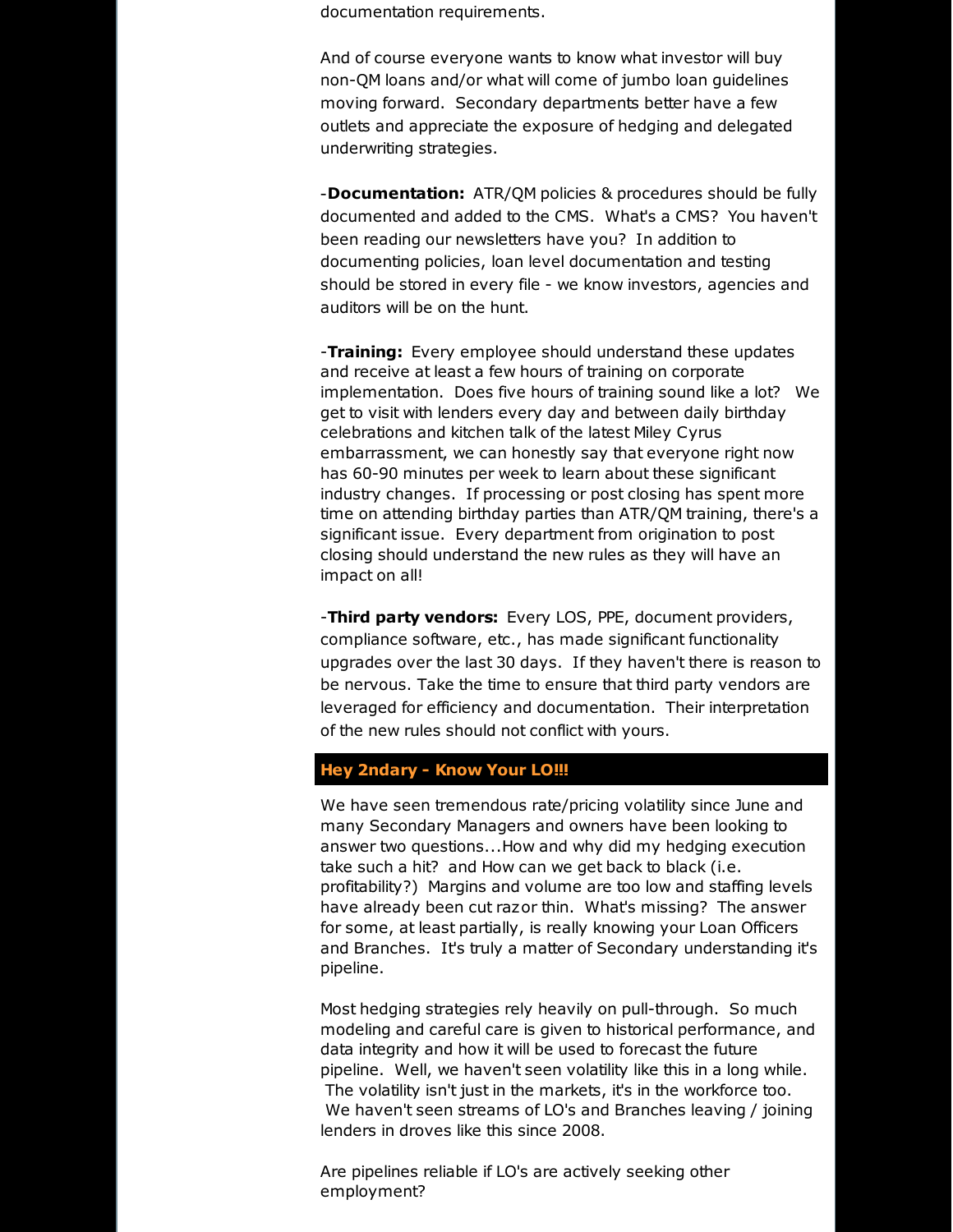documentation requirements.

And of course everyone wants to know what investor will buy non-QM loans and/or what will come of jumbo loan guidelines moving forward. Secondary departments better have a few outlets and appreciate the exposure of hedging and delegated underwriting strategies.

-**Documentation:** ATR/QM policies & procedures should be fully documented and added to the CMS. What's a CMS? You haven't been reading our newsletters have you? In addition to documenting policies, loan level documentation and testing should be stored in every file - we know investors, agencies and auditors will be on the hunt.

-**Training:** Every employee should understand these updates and receive at least a few hours of training on corporate implementation. Does five hours of training sound like a lot? We get to visit with lenders every day and between daily birthday celebrations and kitchen talk of the latest Miley Cyrus embarrassment, we can honestly say that everyone right now has 60-90 minutes per week to learn about these significant industry changes. If processing or post closing has spent more time on attending birthday parties than ATR/QM training, there's a significant issue. Every department from origination to post closing should understand the new rules as they will have an impact on all!

-**Third party vendors:** Every LOS, PPE, document providers, compliance software, etc., has made significant functionality upgrades over the last 30 days. If they haven't there is reason to be nervous. Take the time to ensure that third party vendors are leveraged for efficiency and documentation. Their interpretation of the new rules should not conflict with yours.

## Hey 2ndary - Know Your LO!!!

We have seen tremendous rate/pricing volatility since June and many Secondary Managers and owners have been looking to answer two questions...How and why did my hedging execution take such a hit? and How can we get back to black (i.e. profitability?) Margins and volume are too low and staffing levels have already been cut razor thin. What's missing? The answer for some, at least partially, is really knowing your Loan Officers and Branches. It's truly a matter of Secondary understanding it's pipeline.

Most hedging strategies rely heavily on pull-through. So much modeling and careful care is given to historical performance, and data integrity and how it will be used to forecast the future pipeline. Well, we haven't seen volatility like this in a long while. The volatility isn't just in the markets, it's in the workforce too. We haven't seen streams of LO's and Branches leaving / joining lenders in droves like this since 2008.

Are pipelines reliable if LO's are actively seeking other employment?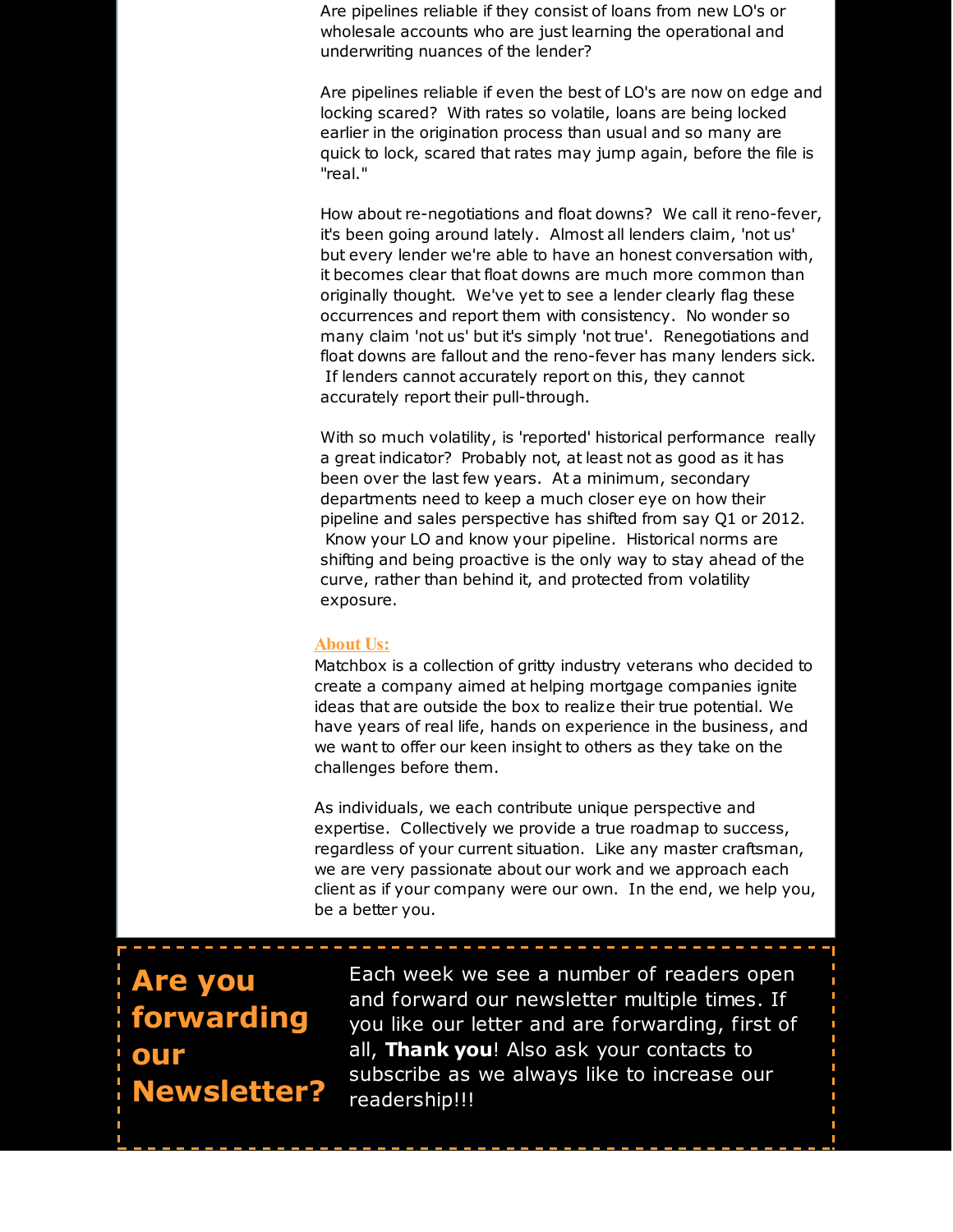Are pipelines reliable if they consist of loans from new LO's or wholesale accounts who are just learning the operational and underwriting nuances of the lender?

Are pipelines reliable if even the best of LO's are now on edge and locking scared? With rates so volatile, loans are being locked earlier in the origination process than usual and so many are quick to lock, scared that rates may jump again, before the file is "real."

How about re-negotiations and float downs? We call it reno-fever, it's been going around lately. Almost all lenders claim, 'not us' but every lender we're able to have an honest conversation with, it becomes clear that float downs are much more common than originally thought. We've yet to see a lender clearly flag these occurrences and report them with consistency. No wonder so many claim 'not us' but it's simply 'not true'. Renegotiations and float downs are fallout and the reno-fever has many lenders sick. If lenders cannot accurately report on this, they cannot accurately report their pull-through.

With so much volatility, is 'reported' historical performance really a great indicator? Probably not, at least not as good as it has been over the last few years. At a minimum, secondary departments need to keep a much closer eye on how their pipeline and sales perspective has shifted from say Q1 or 2012. Know your LO and know your pipeline. Historical norms are shifting and being proactive is the only way to stay ahead of the curve, rather than behind it, and protected from volatility exposure.

## About Us:

Matchbox is a collection of gritty industry veterans who decided to create a company aimed at helping mortgage companies ignite ideas that are outside the box to realize their true potential. We have years of real life, hands on experience in the business, and we want to offer our keen insight to others as they take on the challenges before them.

As individuals, we each contribute unique perspective and expertise. Collectively we provide a true roadmap to success, regardless of your current situation. Like any master craftsman, we are very passionate about our work and we approach each client as if your company were our own. In the end, we help you, be a better you.

## Are you forwarding our Newsletter?

Each week we see a number of readers open and forward our newsletter multiple times. If you like our letter and are forwarding, first of all, **Thank you**! Also ask your contacts to subscribe as we always like to increase our readership!!!